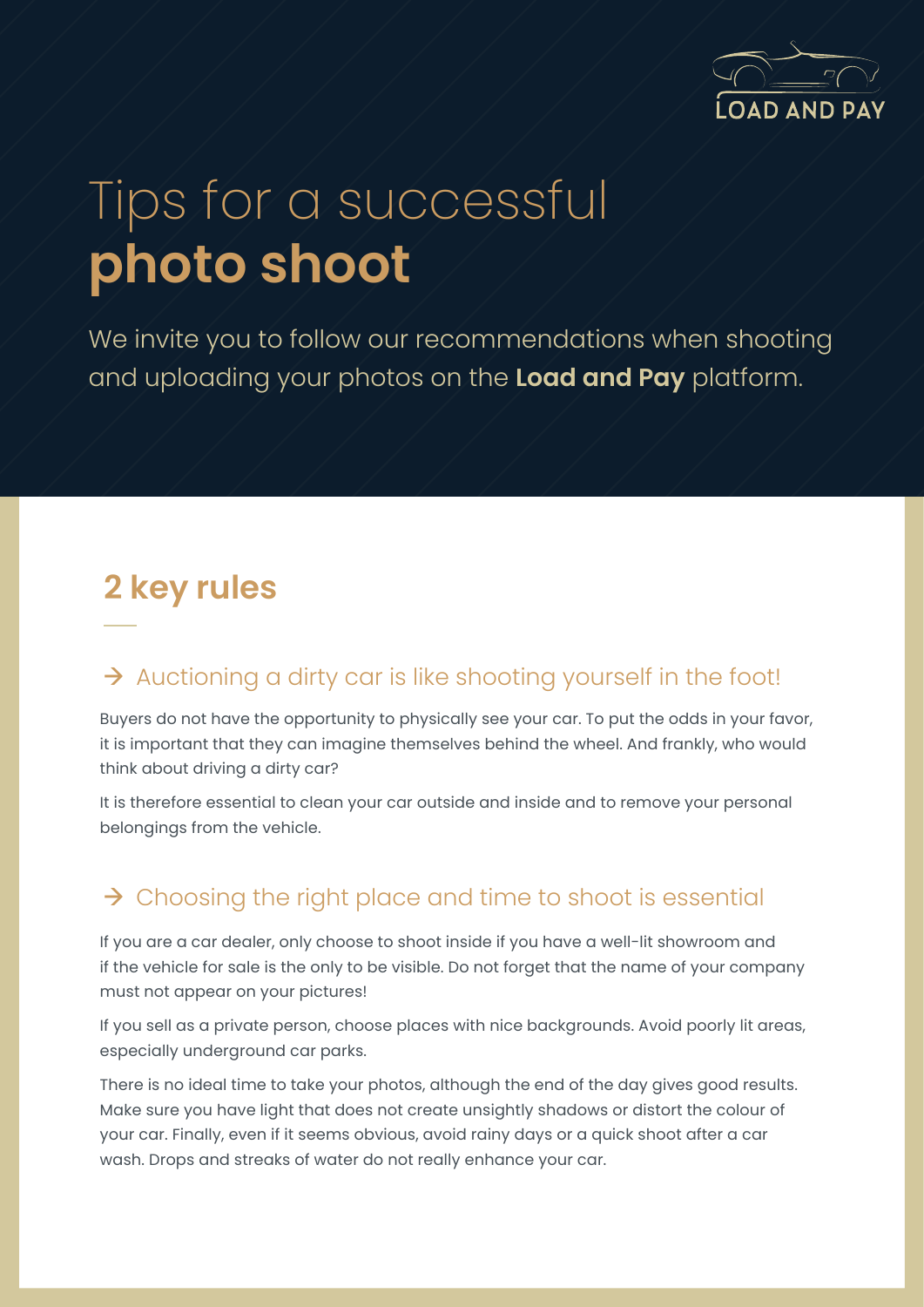LOAD AND PAY

# Tips for a successful **photo shoot**

We invite you to follow our recommendations when shooting and uploading your photos on the **Load and Pay** platform.

## 2 key rules

### → Auctioning a dirty car is like shooting yourself in the foot!

Buyers do not have the opportunity to physically see your car. To put the odds in your favor, it is important that they can imagine themselves behind the wheel. And frankly, who would think about driving a dirty car?

It is therefore essential to clean your car outside and inside and to remove your personal belongings from the vehicle.

### → Choosing the right place and time to shoot is essential

If you are a car dealer, only choose to shoot inside if you have a well-lit showroom and if the vehicle for sale is the only to be visible. Do not forget that the name of your company must not appear on your pictures!

If you sell as a private person, choose places with nice backgrounds. Avoid poorly lit areas, especially underground car parks.

There is no ideal time to take your photos, although the end of the day gives good results. Make sure you have light that does not create unsightly shadows or distort the colour of your car. Finally, even if it seems obvious, avoid rainy days or a quick shoot after a car wash. Drops and streaks of water do not really enhance your car.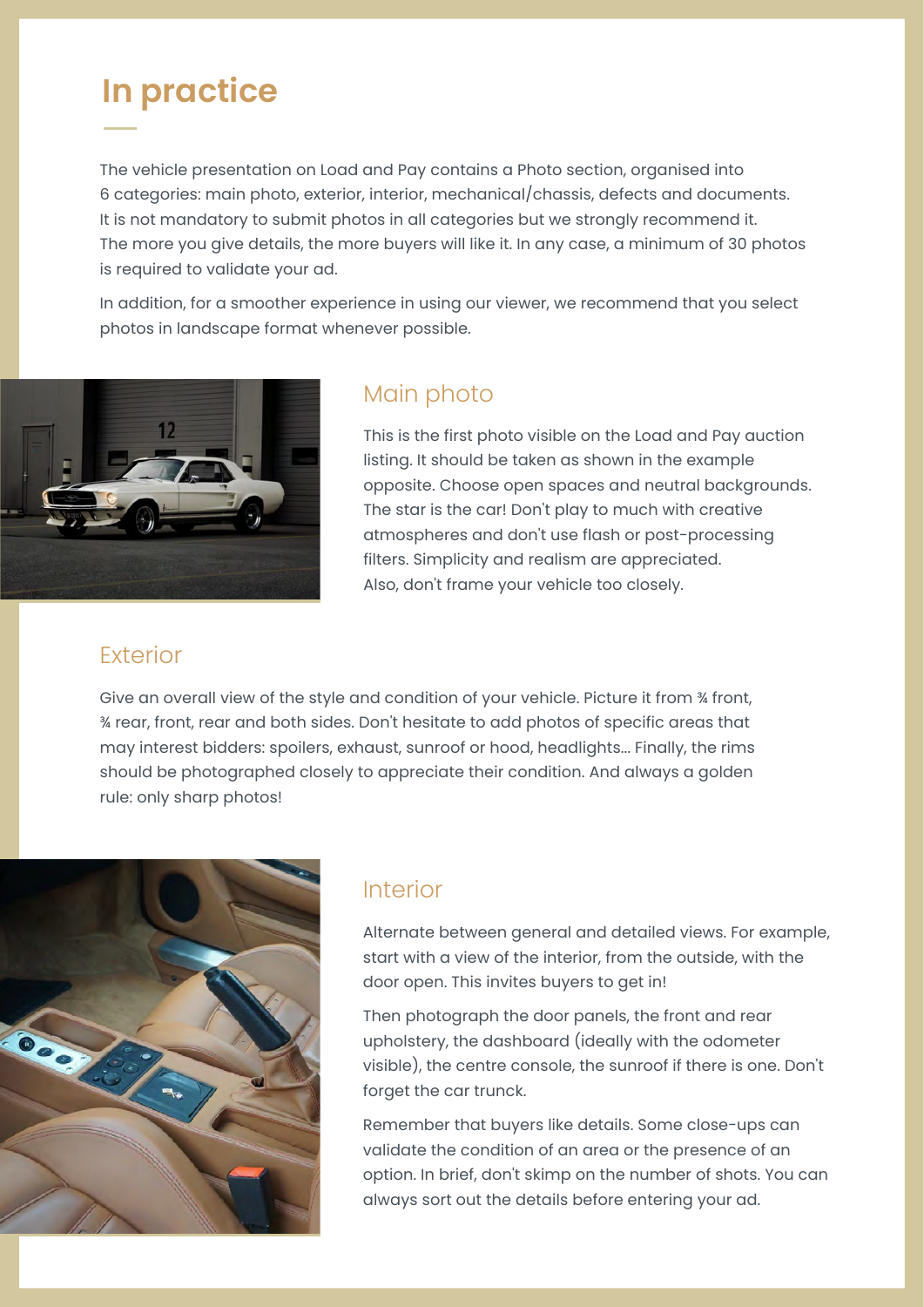# In practice

The vehicle presentation on Load and Pay contains a Photo section, organised into 6 categories: main photo, exterior, interior, mechanical/chassis, defects and documents. It is not mandatory to submit photos in all categories but we strongly recommend it. The more you give details, the more buyers will like it. In any case, a minimum of 30 photos is required to validate your ad.

In addition, for a smoother experience in using our viewer, we recommend that you select photos in landscape format whenever possible.

## Main photo

This is the first photo visible on the Load and Pay auction listing. It should be taken as shown in the example opposite. Choose open spaces and neutral backgrounds. The star is the car! Don't play to much with creative atmospheres and don't use flash or post-processing filters. Simplicity and realism are appreciated. Also, don't frame your vehicle too closely.

## Exterior

Give an overall view of the style and condition of your vehicle. Picture it from ¾ front, ¾ rear, front, rear and both sides. Don't hesitate to add photos of specific areas that may interest bidders: spoilers, exhaust, sunroof or hood, headlights... Finally, the rims should be photographed closely to appreciate their condition. And always a golden rule: only sharp photos!

## Interior

Alternate between general and detailed views. For example, start with a view of the interior, from the outside, with the door open. This invites buyers to get in!

Then photograph the door panels, the front and rear upholstery, the dashboard (ideally with the odometer visible), the centre console, the sunroof if there is one. Don't forget the car trunck.

Remember that buyers like details. Some close-ups can validate the condition of an area or the presence of an option. In brief, don't skimp on the number of shots. You can always sort out the details before entering your ad.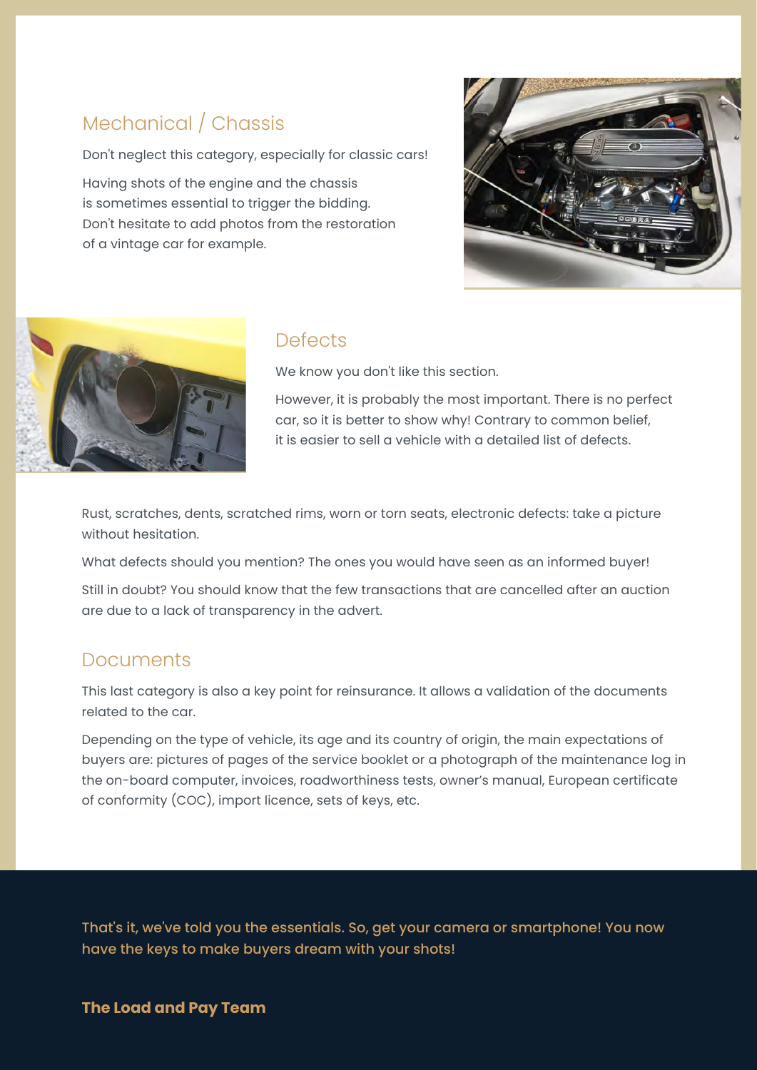## Mechanical / Chassis

Don't neglect this category, especially for classic cars!

Having shots of the engine and the chassis is sometimes essential to trigger the bidding. Don't hesitate to add photos from the restoration of a vintage car for example.

## Defects

We know you don't like this section.

However, it is probably the most important. There is no perfect car, so it is better to show why! Contrary to common belief, it is easier to sell a vehicle with a detailed list of defects.

Rust, scratches, dents, scratched rims, worn or torn seats, electronic defects: take a picture without hesitation.

What defects should you mention? The ones you would have seen as an informed buyer!

Still in doubt? You should know that the few transactions that are cancelled after an auction are due to a lack of transparency in the advert.

## Documents

This last category is also a key point for reinsurance. It allows a validation of the documents related to the car.

Depending on the type of vehicle, its age and its country of origin, the main expectations of buyers are: pictures of pages of the service booklet or a photograph of the maintenance log in the on-board computer, invoices, roadworthiness tests, owner's manual, European certificate of conformity (COC), import licence, sets of keys, etc.

That's it, we've told you the essentials. So, get your camera or smartphone! You now have the keys to make buyers dream with your shots!

**The Load and Pay Team**